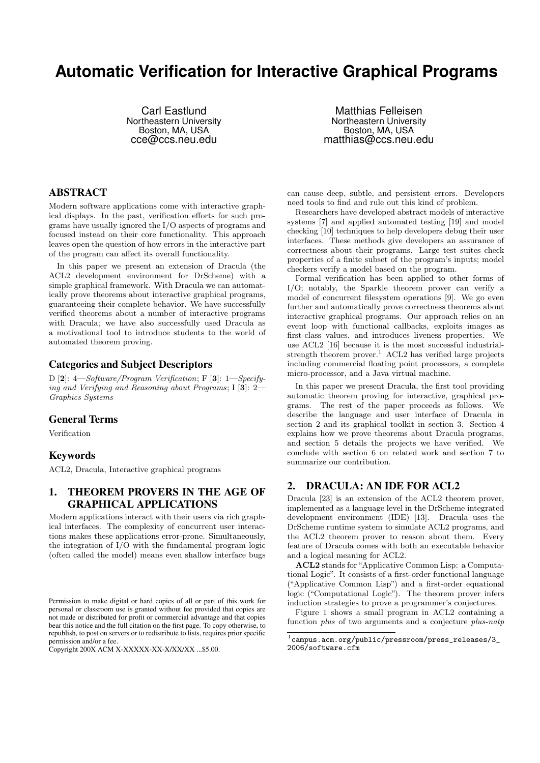# Automatic Verification for Interactive Graphical Programs

Carl Eastlund
Northeastern University
Boston, MA, USA
cce@ccs.neu.edu

Matthias Felleisen
Northeastern University
Boston, MA, USA
matthias@ccs.neu.edu

## ABSTRACT

Modern software applications come with interactive graphical displays. In the past, verification efforts for such programs have usually ignored the I/O aspects of programs and focused instead on their core functionality. This approach leaves open the question of how errors in the interactive part of the program can affect its overall functionality.

In this paper we present an extension of Dracula (the ACL2 development environment for DrScheme) with a simple graphical framework. With Dracula we can automatically prove theorems about interactive graphical programs, guaranteeing their complete behavior. We have successfully verified theorems about a number of interactive programs with Dracula; we have also successfully used Dracula as a motivational tool to introduce students to the world of automated theorem proving.

### Categories and Subject Descriptors

D [**2**]: 4—*Software/Program Verification*; F [**3**]: 1—*Specifying and Verifying and Reasoning about Programs*; I [**3**]: 2—*Graphics Systems*

### General Terms

Verification

### Keywords

ACL2, Dracula, Interactive graphical programs

## 1. THEOREM PROVERS IN THE AGE OF GRAPHICAL APPLICATIONS

Modern applications interact with their users via rich graphical interfaces. The complexity of concurrent user interactions makes these applications error-prone. Simultaneously, the integration of I/O with the fundamental program logic (often called the model) means even shallow interface bugs can cause deep, subtle, and persistent errors. Developers need tools to find and rule out this kind of problem.

Researchers have developed abstract models of interactive systems [7] and applied automated testing [19] and model checking [10] techniques to help developers debug their user interfaces. These methods give developers an assurance of correctness about their programs. Large test suites check properties of a finite subset of the program's inputs; model checkers verify a model based on the program.

Formal verification has been applied to other forms of I/O; notably, the Sparkle theorem prover can verify a model of concurrent filesystem operations [9]. We go even further and automatically prove correctness theorems about interactive graphical programs. Our approach relies on an event loop with functional callbacks, exploits images as first-class values, and introduces liveness properties. We use ACL2 [16] because it is the most successful industrial-strength theorem prover.[1] ACL2 has verified large projects including commercial floating point processors, a complete micro-processor, and a Java virtual machine.

In this paper we present Dracula, the first tool providing automatic theorem proving for interactive, graphical programs. The rest of the paper proceeds as follows. We describe the language and user interface of Dracula in section 2 and its graphical toolkit in section 3. Section 4 explains how we prove theorems about Dracula programs, and section 5 details the projects we have verified. We conclude with section 6 on related work and section 7 to summarize our contribution.

## 2. DRACULA: AN IDE FOR ACL2

Dracula [23] is an extension of the ACL2 theorem prover, implemented as a language level in the DrScheme integrated development environment (IDE) [13]. Dracula uses the DrScheme runtime system to simulate ACL2 programs, and the ACL2 theorem prover to reason about them. Every feature of Dracula comes with both an executable behavior and a logical meaning for ACL2.

**ACL2** stands for "Applicative Common Lisp: a Computational Logic". It consists of a first-order functional language ("Applicative Common Lisp") and a first-order equational logic ("Computational Logic"). The theorem prover infers induction strategies to prove a programmer's conjectures.

Figure 1 shows a small program in ACL2 containing a function *plus* of two arguments and a conjecture *plus-natp*

[1] campus.acm.org/public/pressroom/press_releases/3_2006/software.cfm

Permission to make digital or hard copies of all or part of this work for personal or classroom use is granted without fee provided that copies are not made or distributed for profit or commercial advantage and that copies bear this notice and the full citation on the first page. To copy otherwise, to republish, to post on servers or to redistribute to lists, requires prior specific permission and/or a fee.
Copyright 200X ACM X-XXXXX-XX-X/XX/XX ...$5.00.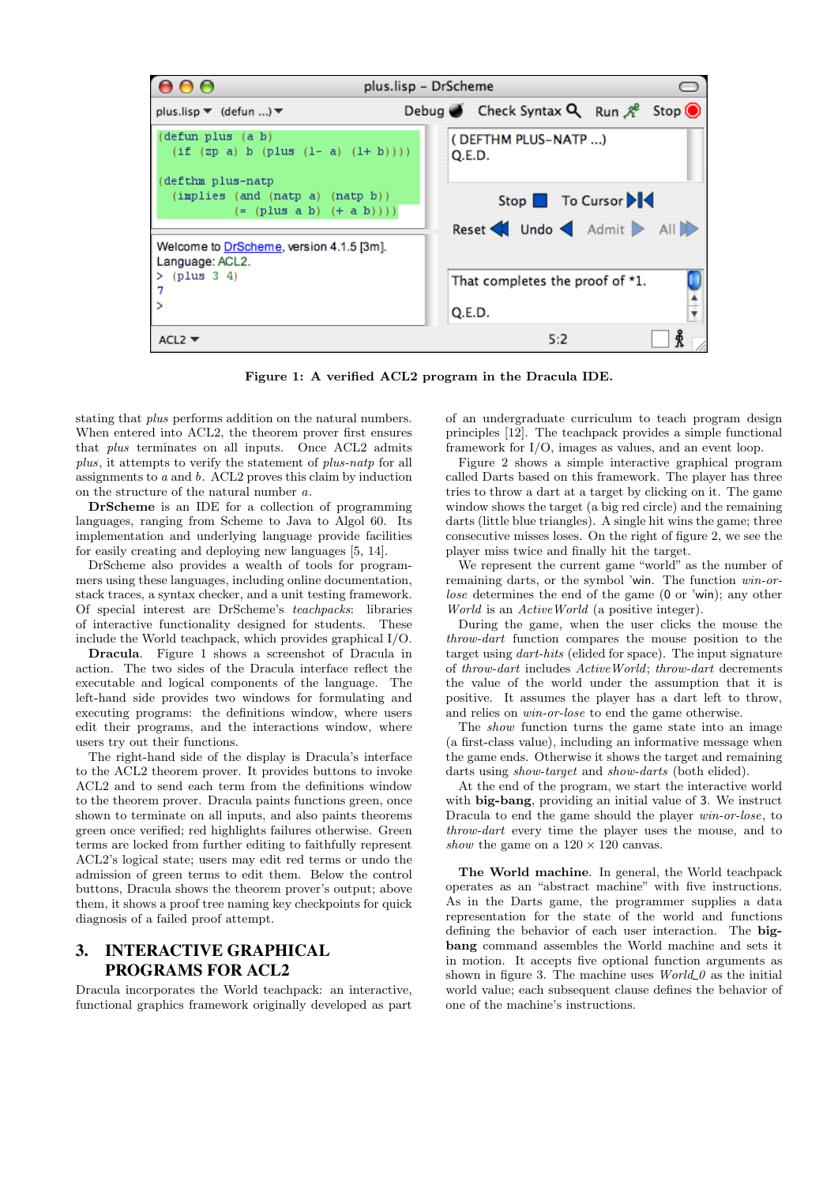Figure 1: A verified ACL2 program in the Dracula IDE.

stating that *plus* performs addition on the natural numbers. When entered into ACL2, the theorem prover first ensures that *plus* terminates on all inputs. Once ACL2 admits *plus*, it attempts to verify the statement of *plus-natp* for all assignments to *a* and *b*. ACL2 proves this claim by induction on the structure of the natural number *a*.

**DrScheme** is an IDE for a collection of programming languages, ranging from Scheme to Java to Algol 60. Its implementation and underlying language provide facilities for easily creating and deploying new languages [5, 14].

DrScheme also provides a wealth of tools for programmers using these languages, including online documentation, stack traces, a syntax checker, and a unit testing framework. Of special interest are DrScheme's *teachpacks*: libraries of interactive functionality designed for students. These include the World teachpack, which provides graphical I/O.

**Dracula**. Figure 1 shows a screenshot of Dracula in action. The two sides of the Dracula interface reflect the executable and logical components of the language. The left-hand side provides two windows for formulating and executing programs: the definitions window, where users edit their programs, and the interactions window, where users try out their functions.

The right-hand side of the display is Dracula's interface to the ACL2 theorem prover. It provides buttons to invoke ACL2 and to send each term from the definitions window to the theorem prover. Dracula paints functions green, once shown to terminate on all inputs, and also paints theorems green once verified; red highlights failures otherwise. Green terms are locked from further editing to faithfully represent ACL2's logical state; users may edit red terms or undo the admission of green terms to edit them. Below the control buttons, Dracula shows the theorem prover's output; above them, it shows a proof tree naming key checkpoints for quick diagnosis of a failed proof attempt.

## 3. INTERACTIVE GRAPHICAL PROGRAMS FOR ACL2

Dracula incorporates the World teachpack: an interactive, functional graphics framework originally developed as part of an undergraduate curriculum to teach program design principles [12]. The teachpack provides a simple functional framework for I/O, images as values, and an event loop.

Figure 2 shows a simple interactive graphical program called Darts based on this framework. The player has three tries to throw a dart at a target by clicking on it. The game window shows the target (a big red circle) and the remaining darts (little blue triangles). A single hit wins the game; three consecutive misses loses. On the right of figure 2, we see the player miss twice and finally hit the target.

We represent the current game "world" as the number of remaining darts, or the symbol 'win. The function *win-or-lose* determines the end of the game (0 or 'win); any other *World* is an *ActiveWorld* (a positive integer).

During the game, when the user clicks the mouse the *throw-dart* function compares the mouse position to the target using *dart-hits* (elided for space). The input signature of *throw-dart* includes *ActiveWorld*; *throw-dart* decrements the value of the world under the assumption that it is positive. It assumes the player has a dart left to throw, and relies on *win-or-lose* to end the game otherwise.

The *show* function turns the game state into an image (a first-class value), including an informative message when the game ends. Otherwise it shows the target and remaining darts using *show-target* and *show-darts* (both elided).

At the end of the program, we start the interactive world with **big-bang**, providing an initial value of 3. We instruct Dracula to end the game should the player *win-or-lose*, to *throw-dart* every time the player uses the mouse, and to *show* the game on a 120 × 120 canvas.

**The World machine**. In general, the World teachpack operates as an "abstract machine" with five instructions. As in the Darts game, the programmer supplies a data representation for the state of the world and functions defining the behavior of each user interaction. The **big-bang** command assembles the World machine and sets it in motion. It accepts five optional function arguments as shown in figure 3. The machine uses *World_0* as the initial world value; each subsequent clause defines the behavior of one of the machine's instructions.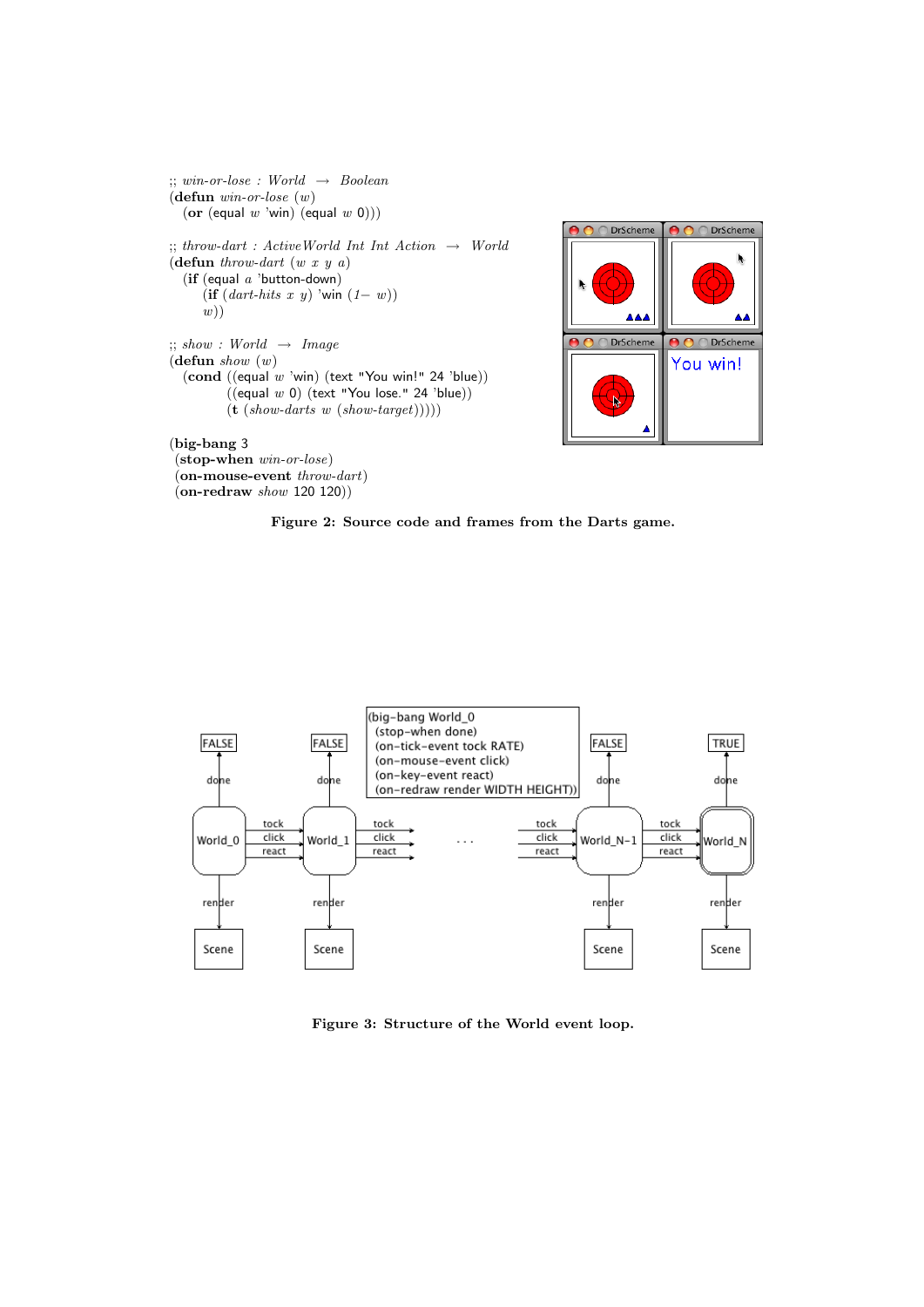```
;; win-or-lose : World → Boolean
(defun win-or-lose (w)
  (or (equal w 'win) (equal w 0)))

;; throw-dart : ActiveWorld Int Int Action → World
(defun throw-dart (w x y a)
  (if (equal a 'button-down)
      (if (dart-hits x y) 'win (1- w))
      w))

;; show : World → Image
(defun show (w)
  (cond ((equal w 'win) (text "You win!" 24 'blue))
        ((equal w 0) (text "You lose." 24 'blue))
        (t (show-darts w (show-target)))))

(big-bang 3
 (stop-when win-or-lose)
 (on-mouse-event throw-dart)
 (on-redraw show 120 120))
```

**Figure 2: Source code and frames from the Darts game.**

**Figure 3: Structure of the World event loop.**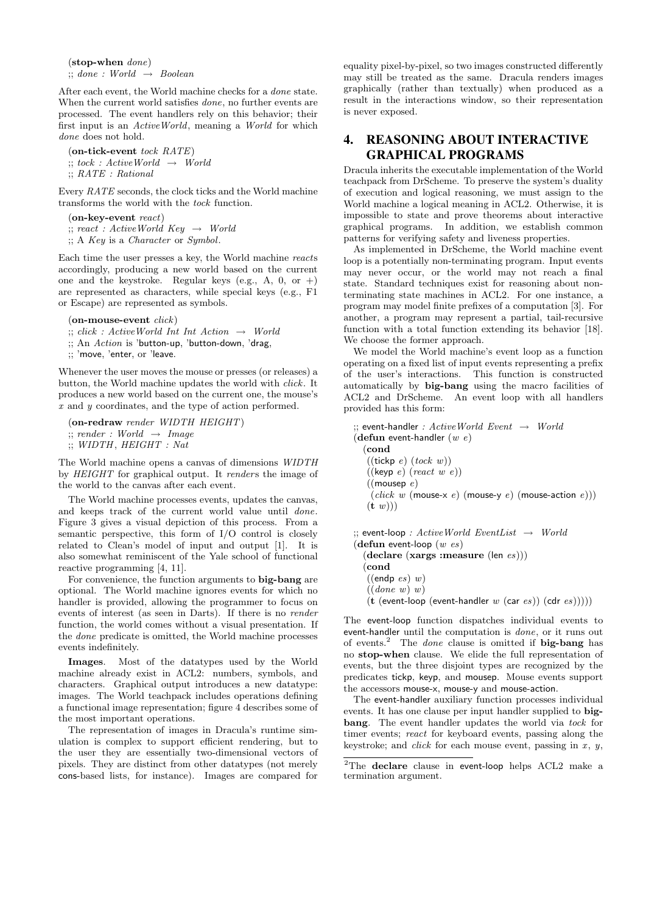```
(stop-when done)
;; done : World → Boolean
```

After each event, the World machine checks for a *done* state. When the current world satisfies *done*, no further events are processed. The event handlers rely on this behavior; their first input is an *ActiveWorld*, meaning a *World* for which *done* does not hold.

```
(on-tick-event tock RATE)
;; tock : ActiveWorld → World
;; RATE : Rational
```

Every *RATE* seconds, the clock ticks and the World machine transforms the world with the *tock* function.

```
(on-key-event react)
;; react : ActiveWorld Key → World
;; A Key is a Character or Symbol.
```

Each time the user presses a key, the World machine *reacts* accordingly, producing a new world based on the current one and the keystroke. Regular keys (e.g., A, 0, or +) are represented as characters, while special keys (e.g., F1 or Escape) are represented as symbols.

```
(on-mouse-event click)
;; click : ActiveWorld Int Int Action → World
;; An Action is 'button-up, 'button-down, 'drag,
;; 'move, 'enter, or 'leave.
```

Whenever the user moves the mouse or presses (or releases) a button, the World machine updates the world with *click*. It produces a new world based on the current one, the mouse's $x$ and $y$ coordinates, and the type of action performed.

```
(on-redraw render WIDTH HEIGHT)
;; render : World → Image
;; WIDTH, HEIGHT : Nat
```

The World machine opens a canvas of dimensions *WIDTH* by *HEIGHT* for graphical output. It *renders* the image of the world to the canvas after each event.

The World machine processes events, updates the canvas, and keeps track of the current world value until *done*. Figure 3 gives a visual depiction of this process. From a semantic perspective, this form of I/O control is closely related to Clean's model of input and output [1]. It is also somewhat reminiscent of the Yale school of functional reactive programming [4, 11].

For convenience, the function arguments to **big-bang** are optional. The World machine ignores events for which no handler is provided, allowing the programmer to focus on events of interest (as seen in Darts). If there is no *render* function, the world comes without a visual presentation. If the *done* predicate is omitted, the World machine processes events indefinitely.

**Images**. Most of the datatypes used by the World machine already exist in ACL2: numbers, symbols, and characters. Graphical output introduces a new datatype: images. The World teachpack includes operations defining a functional image representation; figure 4 describes some of the most important operations.

The representation of images in Dracula's runtime simulation is complex to support efficient rendering, but to the user they are essentially two-dimensional vectors of pixels. They are distinct from other datatypes (not merely cons-based lists, for instance). Images are compared for equality pixel-by-pixel, so two images constructed differently may still be treated as the same. Dracula renders images graphically (rather than textually) when produced as a result in the interactions window, so their representation is never exposed.

## 4. REASONING ABOUT INTERACTIVE GRAPHICAL PROGRAMS

Dracula inherits the executable implementation of the World teachpack from DrScheme. To preserve the system's duality of execution and logical reasoning, we must assign to the World machine a logical meaning in ACL2. Otherwise, it is impossible to state and prove theorems about interactive graphical programs. In addition, we establish common patterns for verifying safety and liveness properties.

As implemented in DrScheme, the World machine event loop is a potentially non-terminating program. Input events may never occur, or the world may not reach a final state. Standard techniques exist for reasoning about non-terminating state machines in ACL2. For one instance, a program may model finite prefixes of a computation [3]. For another, a program may represent a partial, tail-recursive function with a total function extending its behavior [18]. We choose the former approach.

We model the World machine's event loop as a function operating on a fixed list of input events representing a prefix of the user's interactions. This function is constructed automatically by **big-bang** using the macro facilities of ACL2 and DrScheme. An event loop with all handlers provided has this form:

```
;; event-handler : ActiveWorld Event → World
(defun event-handler (w e)
  (cond
   ((tickp e) (tock w))
   ((keyp e) (react w e))
   ((mousep e)
    (click w (mouse-x e) (mouse-y e) (mouse-action e)))
   (t w)))

;; event-loop : ActiveWorld EventList → World
(defun event-loop (w es)
  (declare (xargs :measure (len es)))
  (cond
   ((endp es) w)
   ((done w) w)
   (t (event-loop (event-handler w (car es)) (cdr es)))))
```

The event-loop function dispatches individual events to event-handler until the computation is *done*, or it runs out of events.[2] The *done* clause is omitted if **big-bang** has no **stop-when** clause. We elide the full representation of events, but the three disjoint types are recognized by the predicates tickp, keyp, and mousep. Mouse events support the accessors mouse-x, mouse-y and mouse-action.

The event-handler auxiliary function processes individual events. It has one clause per input handler supplied to **big-bang**. The event handler updates the world via *tock* for timer events; *react* for keyboard events, passing along the keystroke; and *click* for each mouse event, passing in $x$, $y$,

[2] The **declare** clause in event-loop helps ACL2 make a termination argument.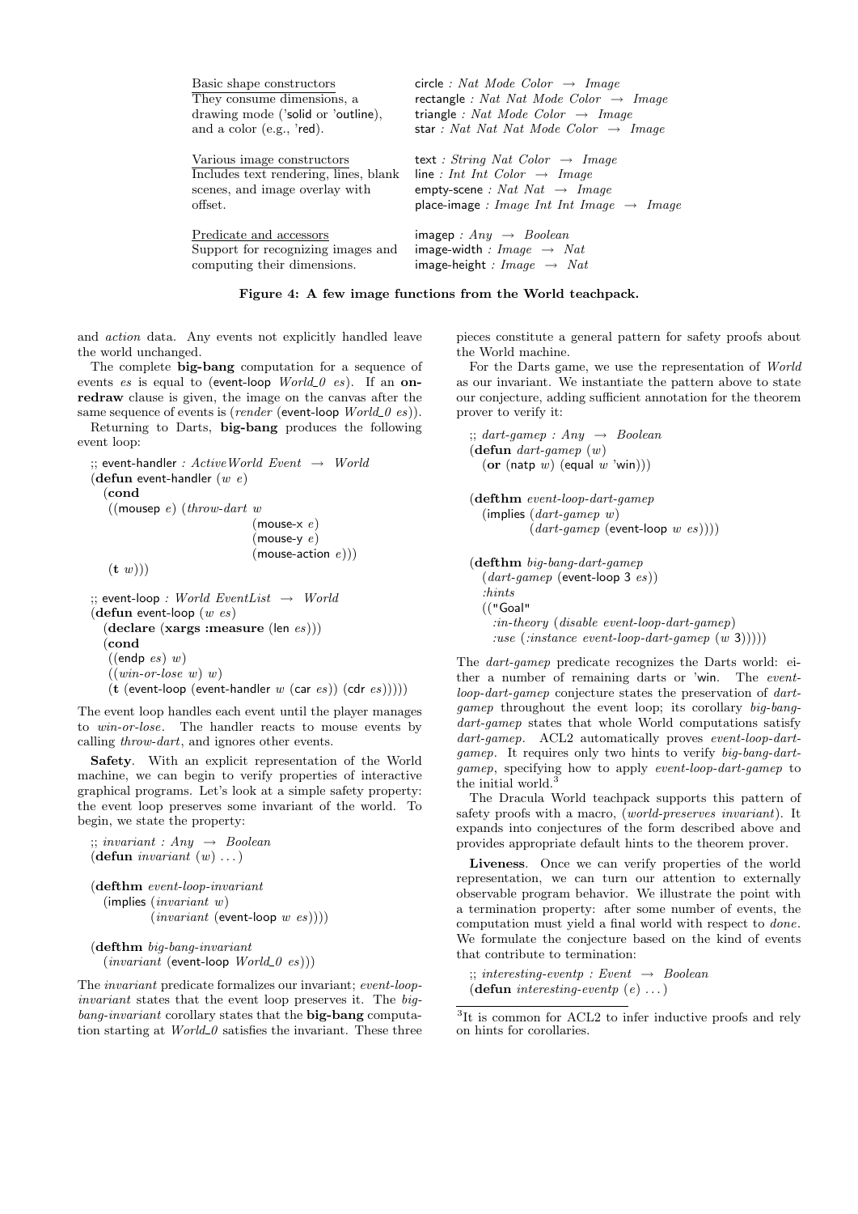| | |
|---|---|
| Basic shape constructors<br>They consume dimensions, a drawing mode ('solid or 'outline), and a color (e.g., 'red). | circle : *Nat Mode Color* → *Image*<br>rectangle : *Nat Nat Mode Color* → *Image*<br>triangle : *Nat Mode Color* → *Image*<br>star : *Nat Nat Nat Mode Color* → *Image* |
| Various image constructors<br>Includes text rendering, lines, blank scenes, and image overlay with offset. | text : *String Nat Color* → *Image*<br>line : *Int Int Color* → *Image*<br>empty-scene : *Nat Nat* → *Image*<br>place-image : *Image Int Int Image* → *Image* |
| Predicate and accessors<br>Support for recognizing images and computing their dimensions. | imagep : *Any* → *Boolean*<br>image-width : *Image* → *Nat*<br>image-height : *Image* → *Nat* |

**Figure 4: A few image functions from the World teachpack.**

and *action* data. Any events not explicitly handled leave the world unchanged.

The complete **big-bang** computation for a sequence of events *es* is equal to (event-loop *World_0 es*). If an **on-redraw** clause is given, the image on the canvas after the same sequence of events is (*render* (event-loop *World_0 es*)).

Returning to Darts, **big-bang** produces the following event loop:

```
;; event-handler : ActiveWorld Event → World
(defun event-handler (w e)
  (cond
   ((mousep e) (throw-dart w
                           (mouse-x e)
                           (mouse-y e)
                           (mouse-action e)))
   (t w)))

;; event-loop : World EventList → World
(defun event-loop (w es)
  (declare (xargs :measure (len es)))
  (cond
   ((endp es) w)
   ((win-or-lose w) w)
   (t (event-loop (event-handler w (car es)) (cdr es)))))
```

The event loop handles each event until the player manages to *win-or-lose*. The handler reacts to mouse events by calling *throw-dart*, and ignores other events.

**Safety**. With an explicit representation of the World machine, we can begin to verify properties of interactive graphical programs. Let's look at a simple safety property: the event loop preserves some invariant of the world. To begin, we state the property:

```
;; invariant : Any → Boolean
(defun invariant (w) ...)

(defthm event-loop-invariant
  (implies (invariant w)
           (invariant (event-loop w es))))

(defthm big-bang-invariant
  (invariant (event-loop World_0 es)))
```

The *invariant* predicate formalizes our invariant; *event-loop-invariant* states that the event loop preserves it. The *big-bang-invariant* corollary states that the **big-bang** computation starting at *World_0* satisfies the invariant. These three pieces constitute a general pattern for safety proofs about the World machine.

For the Darts game, we use the representation of *World* as our invariant. We instantiate the pattern above to state our conjecture, adding sufficient annotation for the theorem prover to verify it:

```
;; dart-gamep : Any → Boolean
(defun dart-gamep (w)
  (or (natp w) (equal w 'win)))

(defthm event-loop-dart-gamep
  (implies (dart-gamep w)
           (dart-gamep (event-loop w es))))

(defthm big-bang-dart-gamep
  (dart-gamep (event-loop 3 es))
  :hints
  (("Goal"
    :in-theory (disable event-loop-dart-gamep)
    :use (:instance event-loop-dart-gamep (w 3)))))
```

The *dart-gamep* predicate recognizes the Darts world: either a number of remaining darts or 'win. The *event-loop-dart-gamep* conjecture states the preservation of *dart-gamep* throughout the event loop; its corollary *big-bang-dart-gamep* states that whole World computations satisfy *dart-gamep*. ACL2 automatically proves *event-loop-dart-gamep*. It requires only two hints to verify *big-bang-dart-gamep*, specifying how to apply *event-loop-dart-gamep* to the initial world.[3]

The Dracula World teachpack supports this pattern of safety proofs with a macro, (*world-preserves invariant*). It expands into conjectures of the form described above and provides appropriate default hints to the theorem prover.

**Liveness**. Once we can verify properties of the world representation, we can turn our attention to externally observable program behavior. We illustrate the point with a termination property: after some number of events, the computation must yield a final world with respect to *done*. We formulate the conjecture based on the kind of events that contribute to termination:

```
;; interesting-eventp : Event → Boolean
(defun interesting-eventp (e) ...)
```

[3] It is common for ACL2 to infer inductive proofs and rely on hints for corollaries.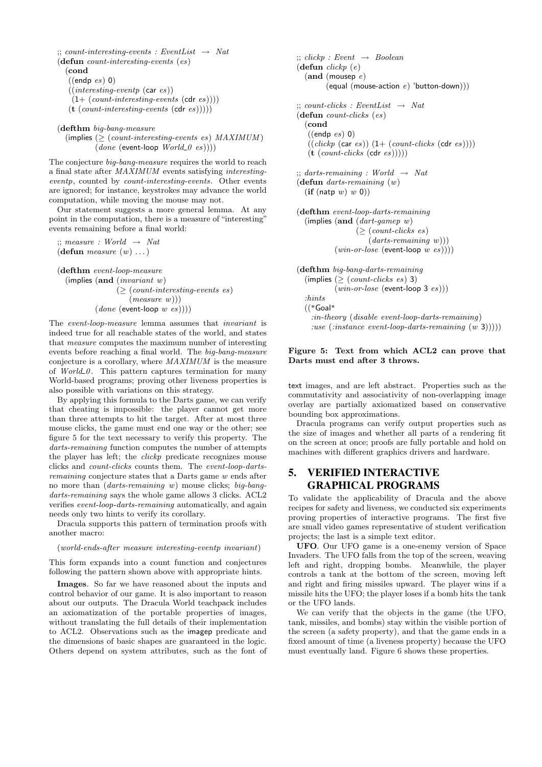```
;; count-interesting-events : EventList → Nat
(defun count-interesting-events (es)
  (cond
   ((endp es) 0)
   ((interesting-eventp (car es))
    (1+ (count-interesting-events (cdr es))))
   (t (count-interesting-events (cdr es)))))

(defthm big-bang-measure
  (implies (≥ (count-interesting-events es) MAXIMUM)
           (done (event-loop World_0 es))))
```

The conjecture *big-bang-measure* requires the world to reach a final state after *MAXIMUM* events satisfying *interesting-eventp*, counted by *count-interesting-events*. Other events are ignored; for instance, keystrokes may advance the world computation, while moving the mouse may not.

Our statement suggests a more general lemma. At any point in the computation, there is a measure of "interesting" events remaining before a final world:

```
;; measure : World → Nat
(defun measure (w) ...)

(defthm event-loop-measure
  (implies (and (invariant w)
                (≥ (count-interesting-events es)
                   (measure w)))
           (done (event-loop w es))))
```

The *event-loop-measure* lemma assumes that *invariant* is indeed true for all reachable states of the world, and states that *measure* computes the maximum number of interesting events before reaching a final world. The *big-bang-measure* conjecture is a corollary, where *MAXIMUM* is the measure of *World_0*. This pattern captures termination for many World-based programs; proving other liveness properties is also possible with variations on this strategy.

By applying this formula to the Darts game, we can verify that cheating is impossible: the player cannot get more than three attempts to hit the target. After at most three mouse clicks, the game must end one way or the other; see figure 5 for the text necessary to verify this property. The *darts-remaining* function computes the number of attempts the player has left; the *clickp* predicate recognizes mouse clicks and *count-clicks* counts them. The *event-loop-darts-remaining* conjecture states that a Darts game *w* ends after no more than (*darts-remaining w*) mouse clicks; *big-bang-darts-remaining* says the whole game allows 3 clicks. ACL2 verifies *event-loop-darts-remaining* automatically, and again needs only two hints to verify its corollary.

Dracula supports this pattern of termination proofs with another macro:

```
(world-ends-after measure interesting-eventp invariant)
```

This form expands into a count function and conjectures following the pattern shown above with appropriate hints.

**Images**. So far we have reasoned about the inputs and control behavior of our game. It is also important to reason about our outputs. The Dracula World teachpack includes an axiomatization of the portable properties of images, without translating the full details of their implementation to ACL2. Observations such as the imagep predicate and the dimensions of basic shapes are guaranteed in the logic. Others depend on system attributes, such as the font of

```
;; clickp : Event → Boolean
(defun clickp (e)
  (and (mousep e)
       (equal (mouse-action e) 'button-down)))

;; count-clicks : EventList → Nat
(defun count-clicks (es)
  (cond
   ((endp es) 0)
   ((clickp (car es)) (1+ (count-clicks (cdr es))))
   (t (count-clicks (cdr es)))))

;; darts-remaining : World → Nat
(defun darts-remaining (w)
  (if (natp w) w 0))

(defthm event-loop-darts-remaining
  (implies (and (dart-gamep w)
                (≥ (count-clicks es)
                   (darts-remaining w)))
           (win-or-lose (event-loop w es))))

(defthm big-bang-darts-remaining
  (implies (≥ (count-clicks es) 3)
           (win-or-lose (event-loop 3 es)))
  :hints
  (("Goal"
    :in-theory (disable event-loop-darts-remaining)
    :use (:instance event-loop-darts-remaining (w 3)))))
```

**Figure 5: Text from which ACL2 can prove that Darts must end after 3 throws.**

text images, and are left abstract. Properties such as the commutativity and associativity of non-overlapping image overlay are partially axiomatized based on conservative bounding box approximations.

Dracula programs can verify output properties such as the size of images and whether all parts of a rendering fit on the screen at once; proofs are fully portable and hold on machines with different graphics drivers and hardware.

## 5. VERIFIED INTERACTIVE GRAPHICAL PROGRAMS

To validate the applicability of Dracula and the above recipes for safety and liveness, we conducted six experiments proving properties of interactive programs. The first five are small video games representative of student verification projects; the last is a simple text editor.

**UFO**. Our UFO game is a one-enemy version of Space Invaders. The UFO falls from the top of the screen, weaving left and right, dropping bombs. Meanwhile, the player controls a tank at the bottom of the screen, moving left and right and firing missiles upward. The player wins if a missile hits the UFO; the player loses if a bomb hits the tank or the UFO lands.

We can verify that the objects in the game (the UFO, tank, missiles, and bombs) stay within the visible portion of the screen (a safety property), and that the game ends in a fixed amount of time (a liveness property) because the UFO must eventually land. Figure 6 shows these properties.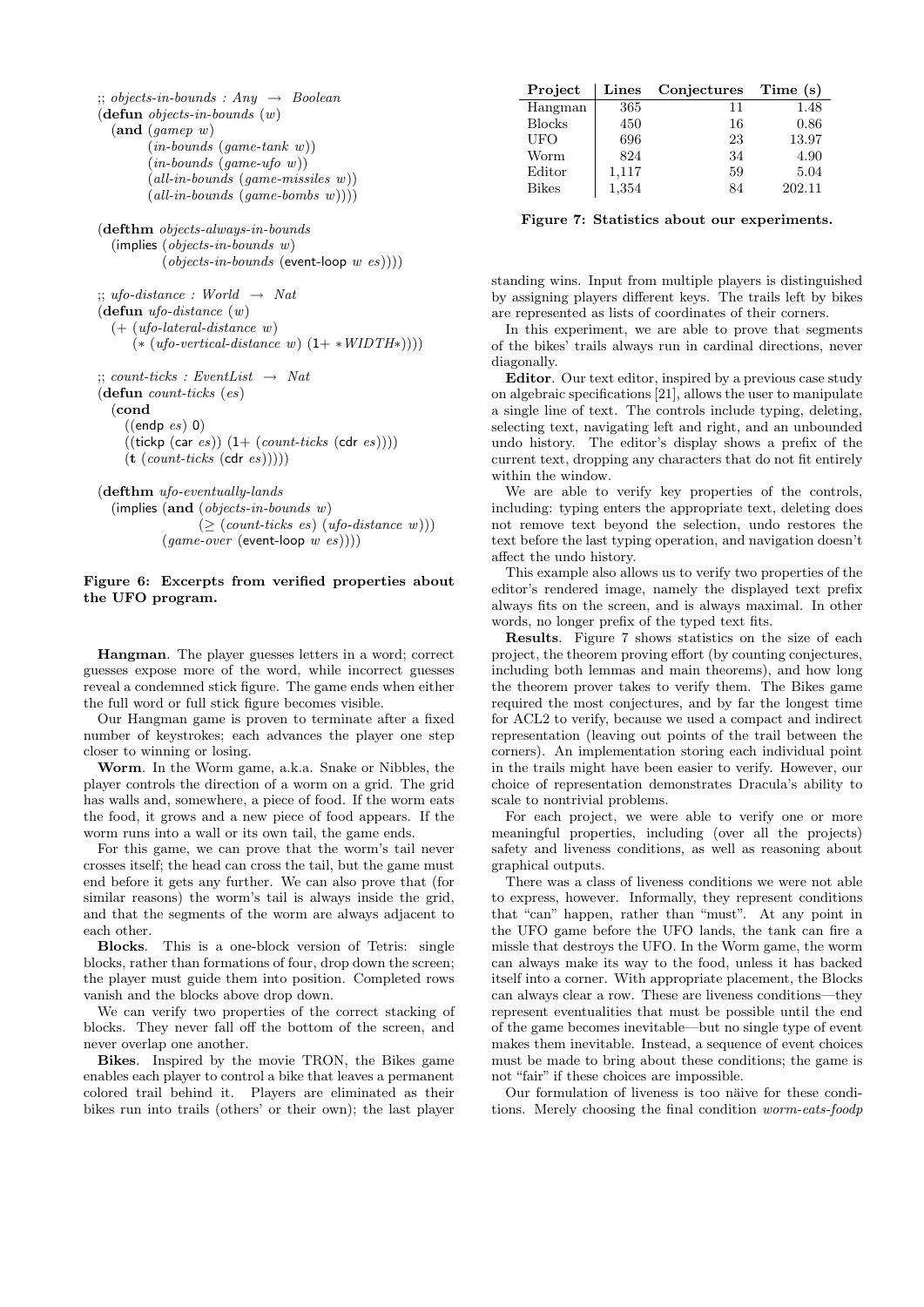```
;; objects-in-bounds : Any → Boolean
(defun objects-in-bounds (w)
  (and (gamep w)
       (in-bounds (game-tank w))
       (in-bounds (game-ufo w))
       (all-in-bounds (game-missiles w))
       (all-in-bounds (game-bombs w))))

(defthm objects-always-in-bounds
  (implies (objects-in-bounds w)
           (objects-in-bounds (event-loop w es))))

;; ufo-distance : World → Nat
(defun ufo-distance (w)
  (+ (ufo-lateral-distance w)
     (* (ufo-vertical-distance w) (1+ *WIDTH*))))

;; count-ticks : EventList → Nat
(defun count-ticks (es)
  (cond
    ((endp es) 0)
    ((tickp (car es)) (1+ (count-ticks (cdr es))))
    (t (count-ticks (cdr es)))))

(defthm ufo-eventually-lands
  (implies (and (objects-in-bounds w)
                (≥ (count-ticks es) (ufo-distance w)))
           (game-over (event-loop w es))))
```

**Figure 6: Excerpts from verified properties about the UFO program.**

**Hangman**. The player guesses letters in a word; correct guesses expose more of the word, while incorrect guesses reveal a condemned stick figure. The game ends when either the full word or full stick figure becomes visible.

Our Hangman game is proven to terminate after a fixed number of keystrokes; each advances the player one step closer to winning or losing.

**Worm**. In the Worm game, a.k.a. Snake or Nibbles, the player controls the direction of a worm on a grid. The grid has walls and, somewhere, a piece of food. If the worm eats the food, it grows and a new piece of food appears. If the worm runs into a wall or its own tail, the game ends.

For this game, we can prove that the worm's tail never crosses itself; the head can cross the tail, but the game must end before it gets any further. We can also prove that (for similar reasons) the worm's tail is always inside the grid, and that the segments of the worm are always adjacent to each other.

**Blocks**. This is a one-block version of Tetris: single blocks, rather than formations of four, drop down the screen; the player must guide them into position. Completed rows vanish and the blocks above drop down.

We can verify two properties of the correct stacking of blocks. They never fall off the bottom of the screen, and never overlap one another.

**Bikes**. Inspired by the movie TRON, the Bikes game enables each player to control a bike that leaves a permanent colored trail behind it. Players are eliminated as their bikes run into trails (others' or their own); the last player standing wins. Input from multiple players is distinguished by assigning players different keys. The trails left by bikes are represented as lists of coordinates of their corners.

In this experiment, we are able to prove that segments of the bikes' trails always run in cardinal directions, never diagonally.

**Editor**. Our text editor, inspired by a previous case study on algebraic specifications [21], allows the user to manipulate a single line of text. The controls include typing, deleting, selecting text, navigating left and right, and an unbounded undo history. The editor's display shows a prefix of the current text, dropping any characters that do not fit entirely within the window.

We are able to verify key properties of the controls, including: typing enters the appropriate text, deleting does not remove text beyond the selection, undo restores the text before the last typing operation, and navigation doesn't affect the undo history.

This example also allows us to verify two properties of the editor's rendered image, namely the displayed text prefix always fits on the screen, and is always maximal. In other words, no longer prefix of the typed text fits.

| Project | Lines | Conjectures | Time (s) |
|---|---|---|---|
| Hangman | 365 | 11 | 1.48 |
| Blocks | 450 | 16 | 0.86 |
| UFO | 696 | 23 | 13.97 |
| Worm | 824 | 34 | 4.90 |
| Editor | 1,117 | 59 | 5.04 |
| Bikes | 1,354 | 84 | 202.11 |

**Figure 7: Statistics about our experiments.**

**Results**. Figure 7 shows statistics on the size of each project, the theorem proving effort (by counting conjectures, including both lemmas and main theorems), and how long the theorem prover takes to verify them. The Bikes game required the most conjectures, and by far the longest time for ACL2 to verify, because we used a compact and indirect representation (leaving out points of the trail between the corners). An implementation storing each individual point in the trails might have been easier to verify. However, our choice of representation demonstrates Dracula's ability to scale to nontrivial problems.

For each project, we were able to verify one or more meaningful properties, including (over all the projects) safety and liveness conditions, as well as reasoning about graphical outputs.

There was a class of liveness conditions we were not able to express, however. Informally, they represent conditions that "can" happen, rather than "must". At any point in the UFO game before the UFO lands, the tank can fire a missle that destroys the UFO. In the Worm game, the worm can always make its way to the food, unless it has backed itself into a corner. With appropriate placement, the Blocks can always clear a row. These are liveness conditions—they represent eventualities that must be possible until the end of the game becomes inevitable—but no single type of event makes them inevitable. Instead, a sequence of event choices must be made to bring about these conditions; the game is not "fair" if these choices are impossible.

Our formulation of liveness is too näive for these conditions. Merely choosing the final condition *worm-eats-foodp*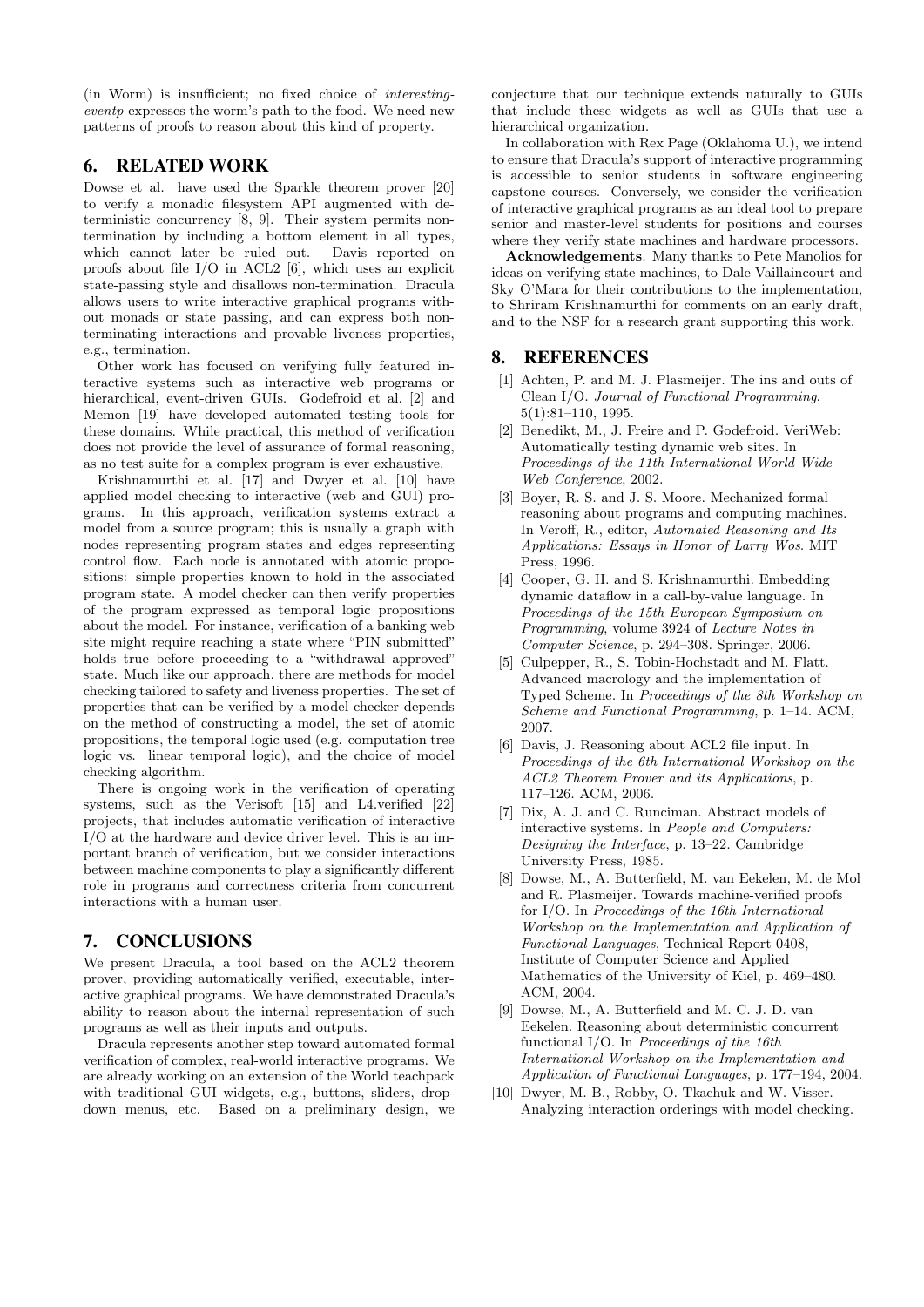(in Worm) is insufficient; no fixed choice of *interesting-eventp* expresses the worm's path to the food. We need new patterns of proofs to reason about this kind of property.

## 6. RELATED WORK

Dowse et al. have used the Sparkle theorem prover [20] to verify a monadic filesystem API augmented with deterministic concurrency [8, 9]. Their system permits non-termination by including a bottom element in all types, which cannot later be ruled out. Davis reported on proofs about file I/O in ACL2 [6], which uses an explicit state-passing style and disallows non-termination. Dracula allows users to write interactive graphical programs without monads or state passing, and can express both non-terminating interactions and provable liveness properties, e.g., termination.

Other work has focused on verifying fully featured interactive systems such as interactive web programs or hierarchical, event-driven GUIs. Godefroid et al. [2] and Memon [19] have developed automated testing tools for these domains. While practical, this method of verification does not provide the level of assurance of formal reasoning, as no test suite for a complex program is ever exhaustive.

Krishnamurthi et al. [17] and Dwyer et al. [10] have applied model checking to interactive (web and GUI) programs. In this approach, verification systems extract a model from a source program; this is usually a graph with nodes representing program states and edges representing control flow. Each node is annotated with atomic propositions: simple properties known to hold in the associated program state. A model checker can then verify properties of the program expressed as temporal logic propositions about the model. For instance, verification of a banking web site might require reaching a state where "PIN submitted" holds true before proceeding to a "withdrawal approved" state. Much like our approach, there are methods for model checking tailored to safety and liveness properties. The set of properties that can be verified by a model checker depends on the method of constructing a model, the set of atomic propositions, the temporal logic used (e.g. computation tree logic vs. linear temporal logic), and the choice of model checking algorithm.

There is ongoing work in the verification of operating systems, such as the Verisoft [15] and L4.verified [22] projects, that includes automatic verification of interactive I/O at the hardware and device driver level. This is an important branch of verification, but we consider interactions between machine components to play a significantly different role in programs and correctness criteria from concurrent interactions with a human user.

## 7. CONCLUSIONS

We present Dracula, a tool based on the ACL2 theorem prover, providing automatically verified, executable, interactive graphical programs. We have demonstrated Dracula's ability to reason about the internal representation of such programs as well as their inputs and outputs.

Dracula represents another step toward automated formal verification of complex, real-world interactive programs. We are already working on an extension of the World teachpack with traditional GUI widgets, e.g., buttons, sliders, drop-down menus, etc. Based on a preliminary design, we conjecture that our technique extends naturally to GUIs that include these widgets as well as GUIs that use a hierarchical organization.

In collaboration with Rex Page (Oklahoma U.), we intend to ensure that Dracula's support of interactive programming is accessible to senior students in software engineering capstone courses. Conversely, we consider the verification of interactive graphical programs as an ideal tool to prepare senior and master-level students for positions and courses where they verify state machines and hardware processors.

**Acknowledgements**. Many thanks to Pete Manolios for ideas on verifying state machines, to Dale Vaillaincourt and Sky O'Mara for their contributions to the implementation, to Shriram Krishnamurthi for comments on an early draft, and to the NSF for a research grant supporting this work.

## 8. REFERENCES

[1] Achten, P. and M. J. Plasmeijer. The ins and outs of Clean I/O. *Journal of Functional Programming*, 5(1):81–110, 1995.

[2] Benedikt, M., J. Freire and P. Godefroid. VeriWeb: Automatically testing dynamic web sites. In *Proceedings of the 11th International World Wide Web Conference*, 2002.

[3] Boyer, R. S. and J. S. Moore. Mechanized formal reasoning about programs and computing machines. In Veroff, R., editor, *Automated Reasoning and Its Applications: Essays in Honor of Larry Wos*. MIT Press, 1996.

[4] Cooper, G. H. and S. Krishnamurthi. Embedding dynamic dataflow in a call-by-value language. In *Proceedings of the 15th European Symposium on Programming*, volume 3924 of *Lecture Notes in Computer Science*, p. 294–308. Springer, 2006.

[5] Culpepper, R., S. Tobin-Hochstadt and M. Flatt. Advanced macrology and the implementation of Typed Scheme. In *Proceedings of the 8th Workshop on Scheme and Functional Programming*, p. 1–14. ACM, 2007.

[6] Davis, J. Reasoning about ACL2 file input. In *Proceedings of the 6th International Workshop on the ACL2 Theorem Prover and its Applications*, p. 117–126. ACM, 2006.

[7] Dix, A. J. and C. Runciman. Abstract models of interactive systems. In *People and Computers: Designing the Interface*, p. 13–22. Cambridge University Press, 1985.

[8] Dowse, M., A. Butterfield, M. van Eekelen, M. de Mol and R. Plasmeijer. Towards machine-verified proofs for I/O. In *Proceedings of the 16th International Workshop on the Implementation and Application of Functional Languages*, Technical Report 0408, Institute of Computer Science and Applied Mathematics of the University of Kiel, p. 469–480. ACM, 2004.

[9] Dowse, M., A. Butterfield and M. C. J. D. van Eekelen. Reasoning about deterministic concurrent functional I/O. In *Proceedings of the 16th International Workshop on the Implementation and Application of Functional Languages*, p. 177–194, 2004.

[10] Dwyer, M. B., Robby, O. Tkachuk and W. Visser. Analyzing interaction orderings with model checking.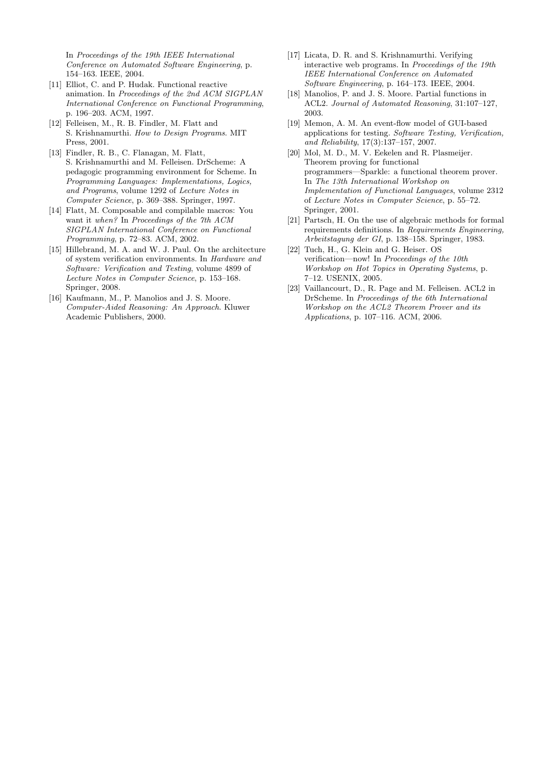In *Proceedings of the 19th IEEE International Conference on Automated Software Engineering*, p. 154–163. IEEE, 2004.

[11] Elliot, C. and P. Hudak. Functional reactive animation. In *Proceedings of the 2nd ACM SIGPLAN International Conference on Functional Programming*, p. 196–203. ACM, 1997.

[12] Felleisen, M., R. B. Findler, M. Flatt and S. Krishnamurthi. *How to Design Programs*. MIT Press, 2001.

[13] Findler, R. B., C. Flanagan, M. Flatt, S. Krishnamurthi and M. Felleisen. DrScheme: A pedagogic programming environment for Scheme. In *Programming Languages: Implementations, Logics, and Programs*, volume 1292 of *Lecture Notes in Computer Science*, p. 369–388. Springer, 1997.

[14] Flatt, M. Composable and compilable macros: You want it *when?* In *Proceedings of the 7th ACM SIGPLAN International Conference on Functional Programming*, p. 72–83. ACM, 2002.

[15] Hillebrand, M. A. and W. J. Paul. On the architecture of system verification environments. In *Hardware and Software: Verification and Testing*, volume 4899 of *Lecture Notes in Computer Science*, p. 153–168. Springer, 2008.

[16] Kaufmann, M., P. Manolios and J. S. Moore. *Computer-Aided Reasoning: An Approach*. Kluwer Academic Publishers, 2000.

[17] Licata, D. R. and S. Krishnamurthi. Verifying interactive web programs. In *Proceedings of the 19th IEEE International Conference on Automated Software Engineering*, p. 164–173. IEEE, 2004.

[18] Manolios, P. and J. S. Moore. Partial functions in ACL2. *Journal of Automated Reasoning*, 31:107–127, 2003.

[19] Memon, A. M. An event-flow model of GUI-based applications for testing. *Software Testing, Verification, and Reliability*, 17(3):137–157, 2007.

[20] Mol, M. D., M. V. Eekelen and R. Plasmeijer. Theorem proving for functional programmers—Sparkle: a functional theorem prover. In *The 13th International Workshop on Implementation of Functional Languages*, volume 2312 of *Lecture Notes in Computer Science*, p. 55–72. Springer, 2001.

[21] Partsch, H. On the use of algebraic methods for formal requirements definitions. In *Requirements Engineering, Arbeitstagung der GI*, p. 138–158. Springer, 1983.

[22] Tuch, H., G. Klein and G. Heiser. OS verification—now! In *Proceedings of the 10th Workshop on Hot Topics in Operating Systems*, p. 7–12. USENIX, 2005.

[23] Vaillancourt, D., R. Page and M. Felleisen. ACL2 in DrScheme. In *Proceedings of the 6th International Workshop on the ACL2 Theorem Prover and its Applications*, p. 107–116. ACM, 2006.